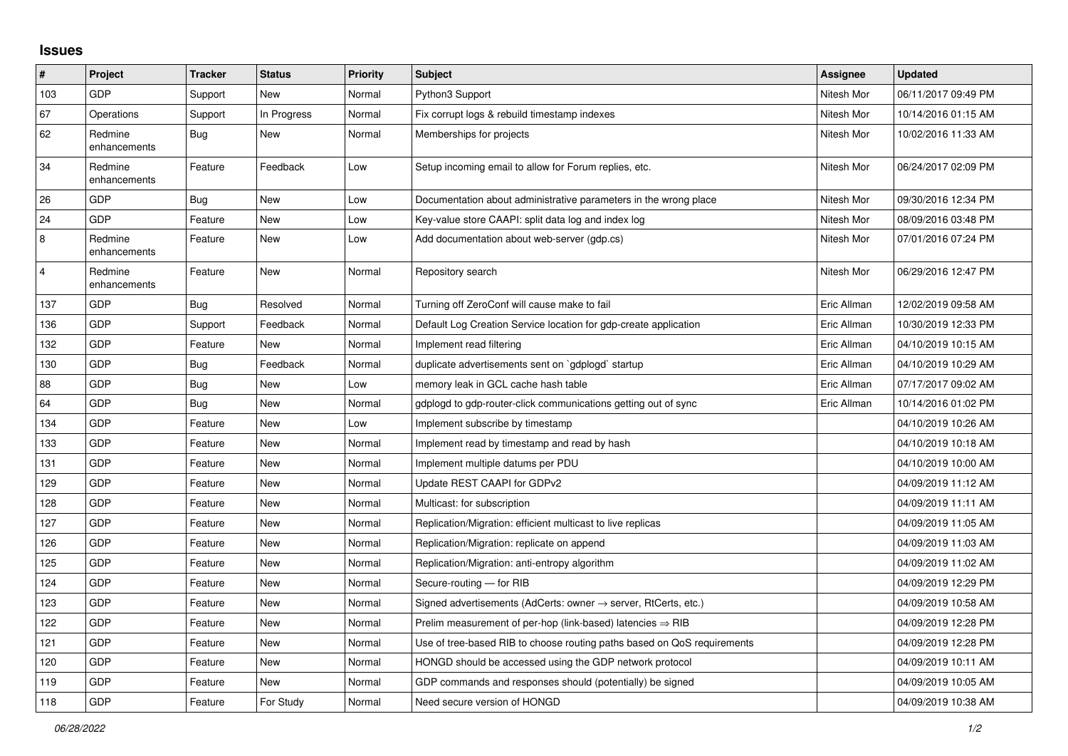## Issues

| # | Project | Tracker | Status | Priority | Subject | Assignee | Updated |
|---|---|---|---|---|---|---|---|
| 103 | GDP | Support | New | Normal | Python3 Support | Nitesh Mor | 06/11/2017 09:49 PM |
| 67 | Operations | Support | In Progress | Normal | Fix corrupt logs & rebuild timestamp indexes | Nitesh Mor | 10/14/2016 01:15 AM |
| 62 | Redmine enhancements | Bug | New | Normal | Memberships for projects | Nitesh Mor | 10/02/2016 11:33 AM |
| 34 | Redmine enhancements | Feature | Feedback | Low | Setup incoming email to allow for Forum replies, etc. | Nitesh Mor | 06/24/2017 02:09 PM |
| 26 | GDP | Bug | New | Low | Documentation about administrative parameters in the wrong place | Nitesh Mor | 09/30/2016 12:34 PM |
| 24 | GDP | Feature | New | Low | Key-value store CAAPI: split data log and index log | Nitesh Mor | 08/09/2016 03:48 PM |
| 8 | Redmine enhancements | Feature | New | Low | Add documentation about web-server (gdp.cs) | Nitesh Mor | 07/01/2016 07:24 PM |
| 4 | Redmine enhancements | Feature | New | Normal | Repository search | Nitesh Mor | 06/29/2016 12:47 PM |
| 137 | GDP | Bug | Resolved | Normal | Turning off ZeroConf will cause make to fail | Eric Allman | 12/02/2019 09:58 AM |
| 136 | GDP | Support | Feedback | Normal | Default Log Creation Service location for gdp-create application | Eric Allman | 10/30/2019 12:33 PM |
| 132 | GDP | Feature | New | Normal | Implement read filtering | Eric Allman | 04/10/2019 10:15 AM |
| 130 | GDP | Bug | Feedback | Normal | duplicate advertisements sent on `gdplogd` startup | Eric Allman | 04/10/2019 10:29 AM |
| 88 | GDP | Bug | New | Low | memory leak in GCL cache hash table | Eric Allman | 07/17/2017 09:02 AM |
| 64 | GDP | Bug | New | Normal | gdplogd to gdp-router-click communications getting out of sync | Eric Allman | 10/14/2016 01:02 PM |
| 134 | GDP | Feature | New | Low | Implement subscribe by timestamp | | 04/10/2019 10:26 AM |
| 133 | GDP | Feature | New | Normal | Implement read by timestamp and read by hash | | 04/10/2019 10:18 AM |
| 131 | GDP | Feature | New | Normal | Implement multiple datums per PDU | | 04/10/2019 10:00 AM |
| 129 | GDP | Feature | New | Normal | Update REST CAAPI for GDPv2 | | 04/09/2019 11:12 AM |
| 128 | GDP | Feature | New | Normal | Multicast: for subscription | | 04/09/2019 11:11 AM |
| 127 | GDP | Feature | New | Normal | Replication/Migration: efficient multicast to live replicas | | 04/09/2019 11:05 AM |
| 126 | GDP | Feature | New | Normal | Replication/Migration: replicate on append | | 04/09/2019 11:03 AM |
| 125 | GDP | Feature | New | Normal | Replication/Migration: anti-entropy algorithm | | 04/09/2019 11:02 AM |
| 124 | GDP | Feature | New | Normal | Secure-routing — for RIB | | 04/09/2019 12:29 PM |
| 123 | GDP | Feature | New | Normal | Signed advertisements (AdCerts: owner → server, RtCerts, etc.) | | 04/09/2019 10:58 AM |
| 122 | GDP | Feature | New | Normal | Prelim measurement of per-hop (link-based) latencies ⇒ RIB | | 04/09/2019 12:28 PM |
| 121 | GDP | Feature | New | Normal | Use of tree-based RIB to choose routing paths based on QoS requirements | | 04/09/2019 12:28 PM |
| 120 | GDP | Feature | New | Normal | HONGD should be accessed using the GDP network protocol | | 04/09/2019 10:11 AM |
| 119 | GDP | Feature | New | Normal | GDP commands and responses should (potentially) be signed | | 04/09/2019 10:05 AM |
| 118 | GDP | Feature | For Study | Normal | Need secure version of HONGD | | 04/09/2019 10:38 AM |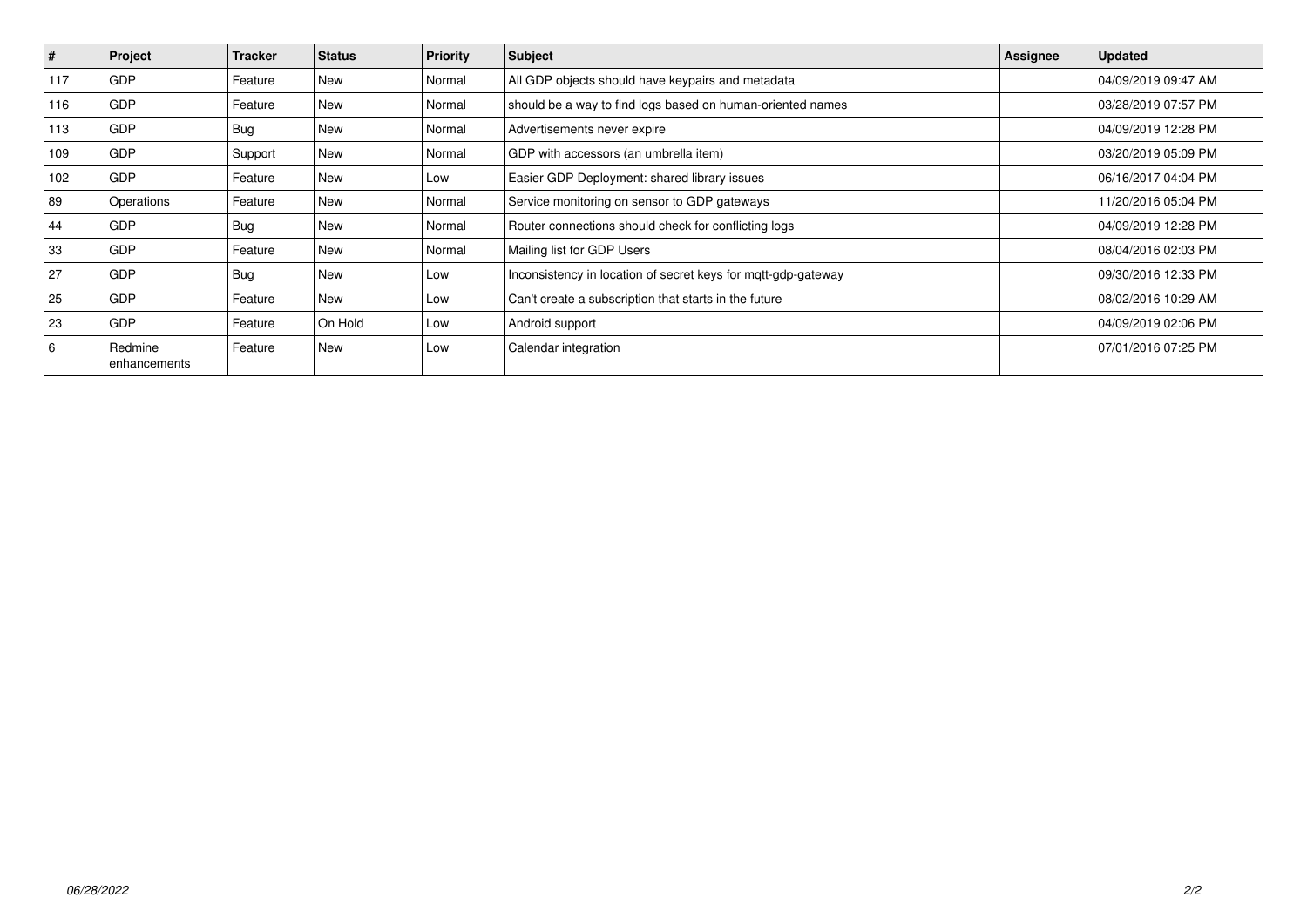| # | Project | Tracker | Status | Priority | Subject | Assignee | Updated |
|---|---|---|---|---|---|---|---|
| 117 | GDP | Feature | New | Normal | All GDP objects should have keypairs and metadata | | 04/09/2019 09:47 AM |
| 116 | GDP | Feature | New | Normal | should be a way to find logs based on human-oriented names | | 03/28/2019 07:57 PM |
| 113 | GDP | Bug | New | Normal | Advertisements never expire | | 04/09/2019 12:28 PM |
| 109 | GDP | Support | New | Normal | GDP with accessors (an umbrella item) | | 03/20/2019 05:09 PM |
| 102 | GDP | Feature | New | Low | Easier GDP Deployment: shared library issues | | 06/16/2017 04:04 PM |
| 89 | Operations | Feature | New | Normal | Service monitoring on sensor to GDP gateways | | 11/20/2016 05:04 PM |
| 44 | GDP | Bug | New | Normal | Router connections should check for conflicting logs | | 04/09/2019 12:28 PM |
| 33 | GDP | Feature | New | Normal | Mailing list for GDP Users | | 08/04/2016 02:03 PM |
| 27 | GDP | Bug | New | Low | Inconsistency in location of secret keys for mqtt-gdp-gateway | | 09/30/2016 12:33 PM |
| 25 | GDP | Feature | New | Low | Can't create a subscription that starts in the future | | 08/02/2016 10:29 AM |
| 23 | GDP | Feature | On Hold | Low | Android support | | 04/09/2019 02:06 PM |
| 6 | Redmine enhancements | Feature | New | Low | Calendar integration | | 07/01/2016 07:25 PM |